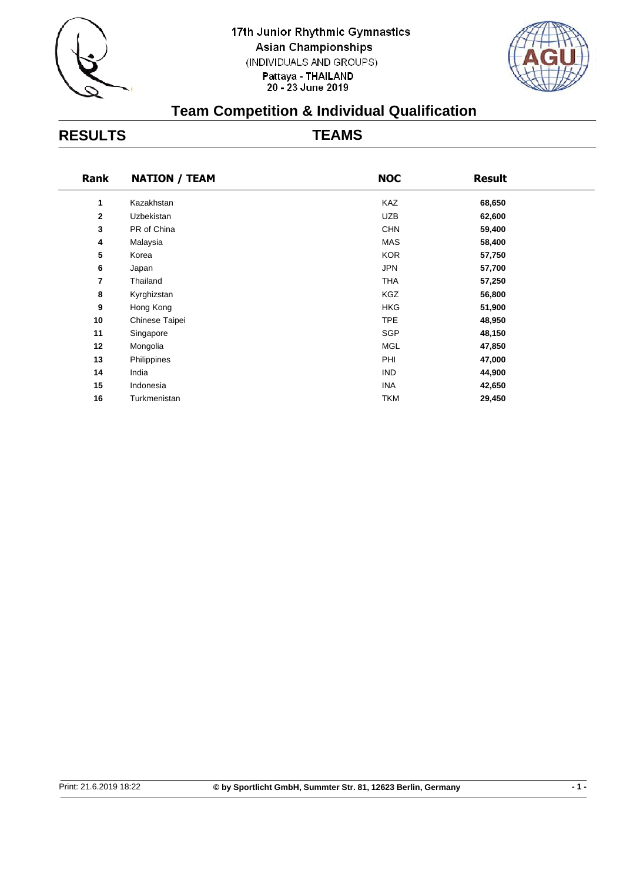17th Junior Rhythmic Gymnastics
Asian Championships
(INDIVIDUALS AND GROUPS)
Pattaya - THAILAND
20 - 23 June 2019

# Team Competition & Individual Qualification

## RESULTS

## TEAMS

| Rank | NATION / TEAM | NOC | Result |
|---|---|---|---|
| 1 | Kazakhstan | KAZ | 68,650 |
| 2 | Uzbekistan | UZB | 62,600 |
| 3 | PR of China | CHN | 59,400 |
| 4 | Malaysia | MAS | 58,400 |
| 5 | Korea | KOR | 57,750 |
| 6 | Japan | JPN | 57,700 |
| 7 | Thailand | THA | 57,250 |
| 8 | Kyrghizstan | KGZ | 56,800 |
| 9 | Hong Kong | HKG | 51,900 |
| 10 | Chinese Taipei | TPE | 48,950 |
| 11 | Singapore | SGP | 48,150 |
| 12 | Mongolia | MGL | 47,850 |
| 13 | Philippines | PHI | 47,000 |
| 14 | India | IND | 44,900 |
| 15 | Indonesia | INA | 42,650 |
| 16 | Turkmenistan | TKM | 29,450 |

Print: 21.6.2019 18:22 © by Sportlicht GmbH, Summter Str. 81, 12623 Berlin, Germany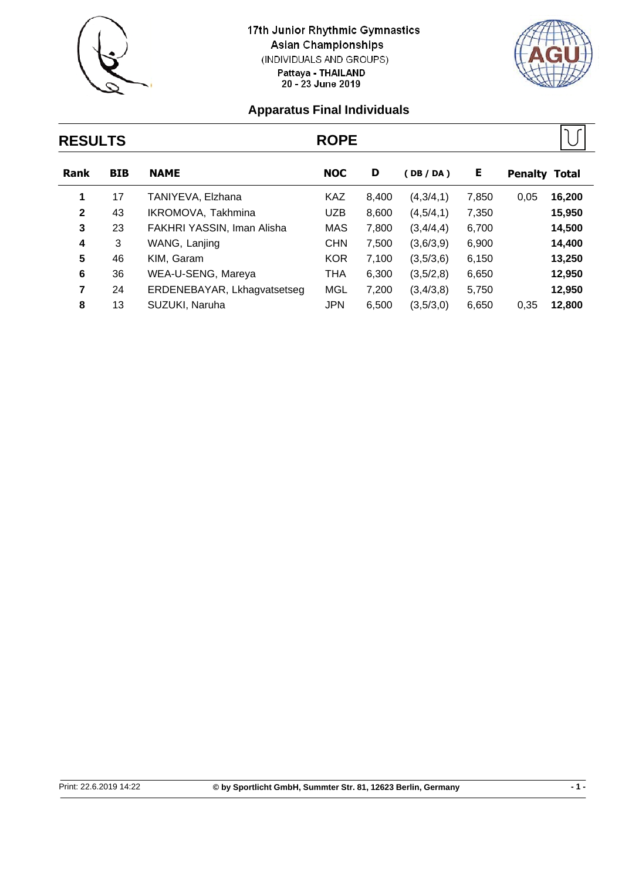17th Junior Rhythmic Gymnastics Asian Championships
(INDIVIDUALS AND GROUPS)
Pattaya - THAILAND
20 - 23 June 2019

## Apparatus Final Individuals

## RESULTS — ROPE

| Rank | BIB | NAME | NOC | D | ( DB / DA ) | E | Penalty | Total |
|---|---|---|---|---|---|---|---|---|
| 1 | 17 | TANIYEVA, Elzhana | KAZ | 8,400 | (4,3/4,1) | 7,850 | 0,05 | **16,200** |
| 2 | 43 | IKROMOVA, Takhmina | UZB | 8,600 | (4,5/4,1) | 7,350 | | **15,950** |
| 3 | 23 | FAKHRI YASSIN, Iman Alisha | MAS | 7,800 | (3,4/4,4) | 6,700 | | **14,500** |
| 4 | 3 | WANG, Lanjing | CHN | 7,500 | (3,6/3,9) | 6,900 | | **14,400** |
| 5 | 46 | KIM, Garam | KOR | 7,100 | (3,5/3,6) | 6,150 | | **13,250** |
| 6 | 36 | WEA-U-SENG, Mareya | THA | 6,300 | (3,5/2,8) | 6,650 | | **12,950** |
| 7 | 24 | ERDENEBAYAR, Lkhagvatsetseg | MGL | 7,200 | (3,4/3,8) | 5,750 | | **12,950** |
| 8 | 13 | SUZUKI, Naruha | JPN | 6,500 | (3,5/3,0) | 6,650 | 0,35 | **12,800** |

Print: 22.6.2019 14:22 — © by Sportlicht GmbH, Summter Str. 81, 12623 Berlin, Germany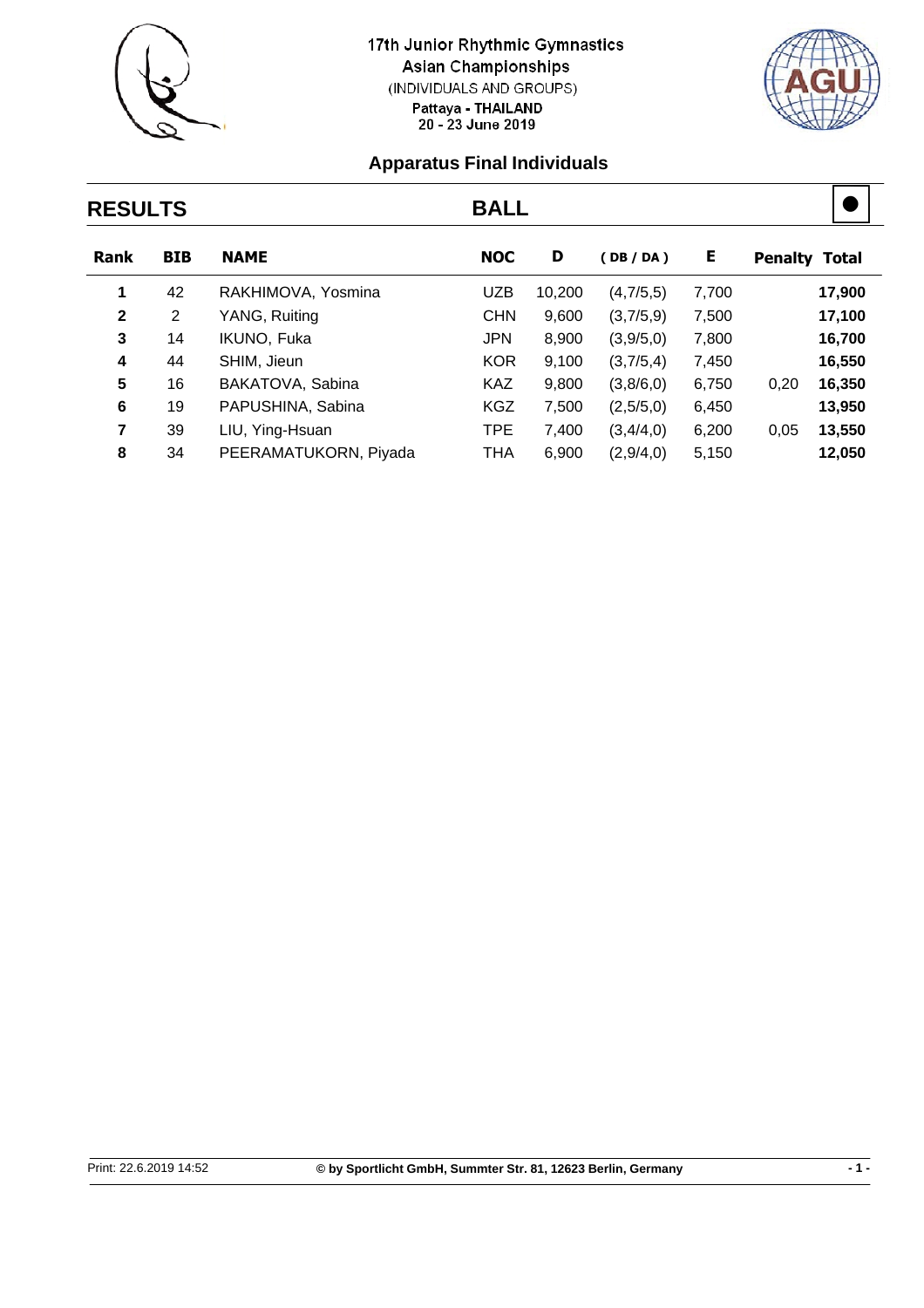# 17th Junior Rhythmic Gymnastics Asian Championships

(INDIVIDUALS AND GROUPS)

Pattaya - THAILAND

20 - 23 June 2019

## Apparatus Final Individuals

## RESULTS — BALL

| Rank | BIB | NAME | NOC | D | ( DB / DA ) | E | Penalty | Total |
|---|---|---|---|---|---|---|---|---|
| 1 | 42 | RAKHIMOVA, Yosmina | UZB | 10,200 | (4,7/5,5) | 7,700 | | 17,900 |
| 2 | 2 | YANG, Ruiting | CHN | 9,600 | (3,7/5,9) | 7,500 | | 17,100 |
| 3 | 14 | IKUNO, Fuka | JPN | 8,900 | (3,9/5,0) | 7,800 | | 16,700 |
| 4 | 44 | SHIM, Jieun | KOR | 9,100 | (3,7/5,4) | 7,450 | | 16,550 |
| 5 | 16 | BAKATOVA, Sabina | KAZ | 9,800 | (3,8/6,0) | 6,750 | 0,20 | 16,350 |
| 6 | 19 | PAPUSHINA, Sabina | KGZ | 7,500 | (2,5/5,0) | 6,450 | | 13,950 |
| 7 | 39 | LIU, Ying-Hsuan | TPE | 7,400 | (3,4/4,0) | 6,200 | 0,05 | 13,550 |
| 8 | 34 | PEERAMATUKORN, Piyada | THA | 6,900 | (2,9/4,0) | 5,150 | | 12,050 |

Print: 22.6.2019 14:52 © by Sportlicht GmbH, Summter Str. 81, 12623 Berlin, Germany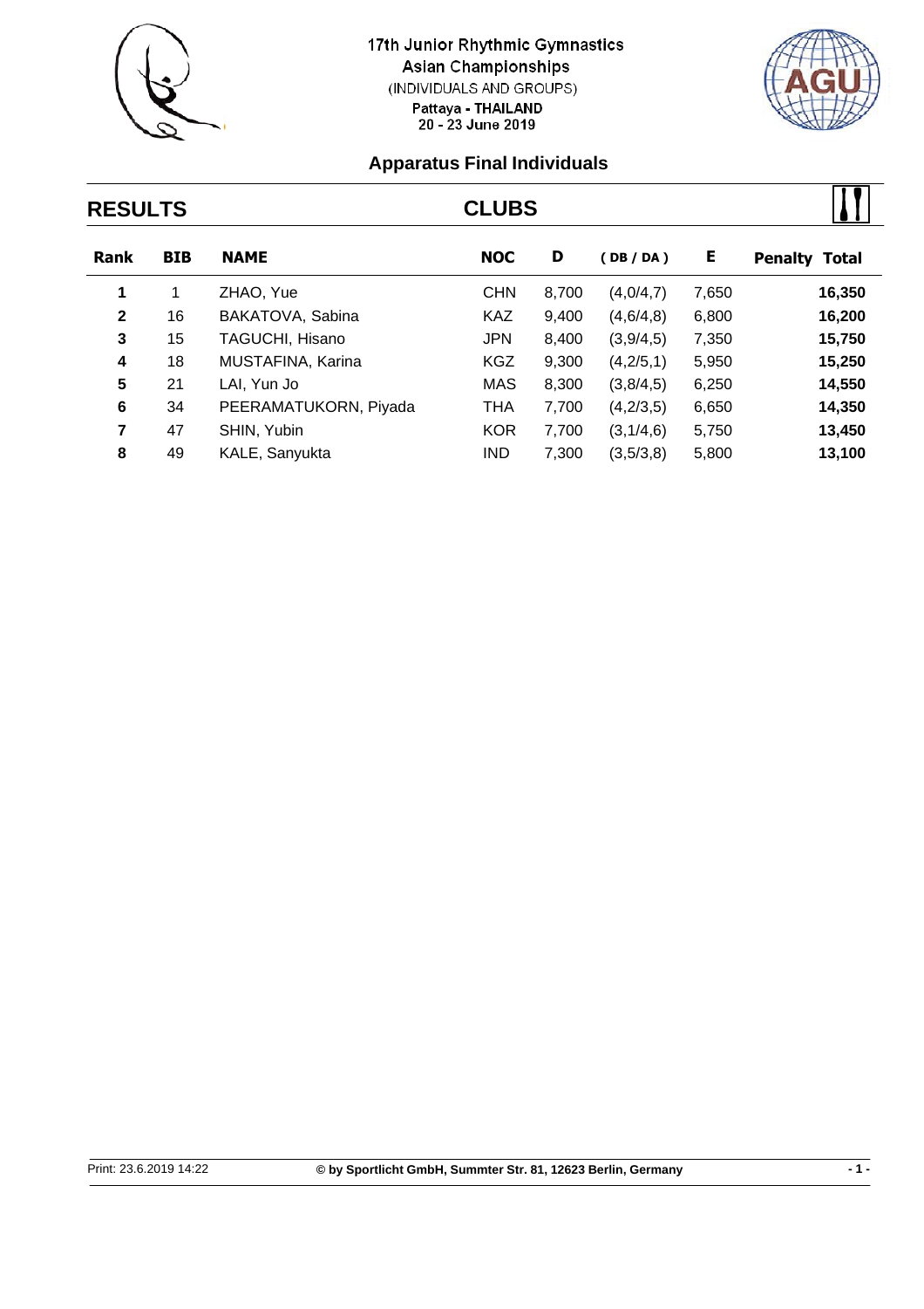17th Junior Rhythmic Gymnastics
Asian Championships
(INDIVIDUALS AND GROUPS)
Pattaya - THAILAND
20 - 23 June 2019

## Apparatus Final Individuals

## RESULTS — CLUBS

| Rank | BIB | NAME | NOC | D | ( DB / DA ) | E | Penalty | Total |
|---|---|---|---|---|---|---|---|---|
| 1 | 1 | ZHAO, Yue | CHN | 8,700 | (4,0/4,7) | 7,650 | | 16,350 |
| 2 | 16 | BAKATOVA, Sabina | KAZ | 9,400 | (4,6/4,8) | 6,800 | | 16,200 |
| 3 | 15 | TAGUCHI, Hisano | JPN | 8,400 | (3,9/4,5) | 7,350 | | 15,750 |
| 4 | 18 | MUSTAFINA, Karina | KGZ | 9,300 | (4,2/5,1) | 5,950 | | 15,250 |
| 5 | 21 | LAI, Yun Jo | MAS | 8,300 | (3,8/4,5) | 6,250 | | 14,550 |
| 6 | 34 | PEERAMATUKORN, Piyada | THA | 7,700 | (4,2/3,5) | 6,650 | | 14,350 |
| 7 | 47 | SHIN, Yubin | KOR | 7,700 | (3,1/4,6) | 5,750 | | 13,450 |
| 8 | 49 | KALE, Sanyukta | IND | 7,300 | (3,5/3,8) | 5,800 | | 13,100 |

Print: 23.6.2019 14:22 © by Sportlicht GmbH, Summter Str. 81, 12623 Berlin, Germany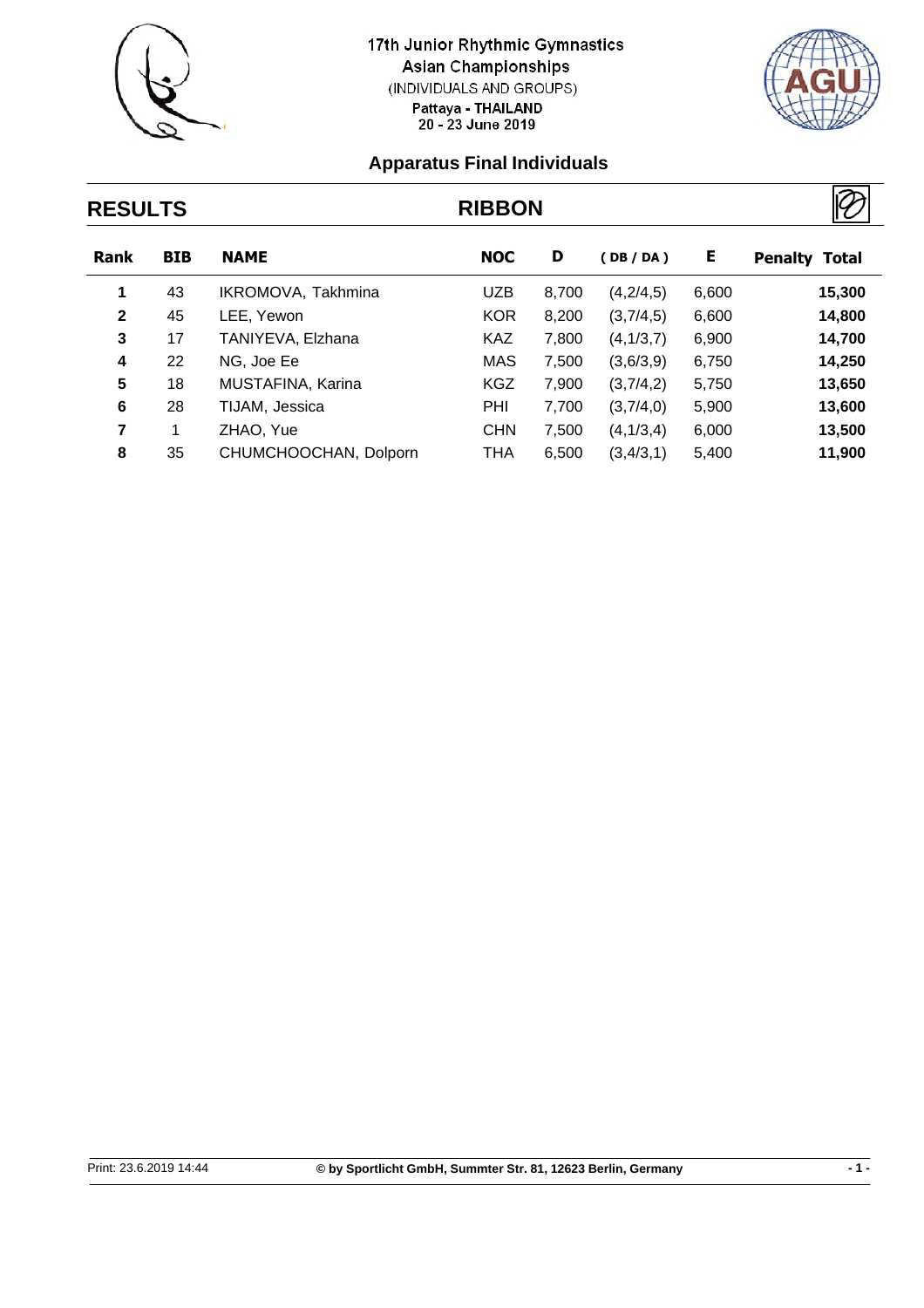17th Junior Rhythmic Gymnastics
Asian Championships
(INDIVIDUALS AND GROUPS)
Pattaya - THAILAND
20 - 23 June 2019

## Apparatus Final Individuals

## RESULTS — RIBBON

| Rank | BIB | NAME | NOC | D | ( DB / DA ) | E | Penalty | Total |
|---|---|---|---|---|---|---|---|---|
| 1 | 43 | IKROMOVA, Takhmina | UZB | 8,700 | (4,2/4,5) | 6,600 | | 15,300 |
| 2 | 45 | LEE, Yewon | KOR | 8,200 | (3,7/4,5) | 6,600 | | 14,800 |
| 3 | 17 | TANIYEVA, Elzhana | KAZ | 7,800 | (4,1/3,7) | 6,900 | | 14,700 |
| 4 | 22 | NG, Joe Ee | MAS | 7,500 | (3,6/3,9) | 6,750 | | 14,250 |
| 5 | 18 | MUSTAFINA, Karina | KGZ | 7,900 | (3,7/4,2) | 5,750 | | 13,650 |
| 6 | 28 | TIJAM, Jessica | PHI | 7,700 | (3,7/4,0) | 5,900 | | 13,600 |
| 7 | 1 | ZHAO, Yue | CHN | 7,500 | (4,1/3,4) | 6,000 | | 13,500 |
| 8 | 35 | CHUMCHOOCHAN, Dolporn | THA | 6,500 | (3,4/3,1) | 5,400 | | 11,900 |

Print: 23.6.2019 14:44 © by Sportlicht GmbH, Summter Str. 81, 12623 Berlin, Germany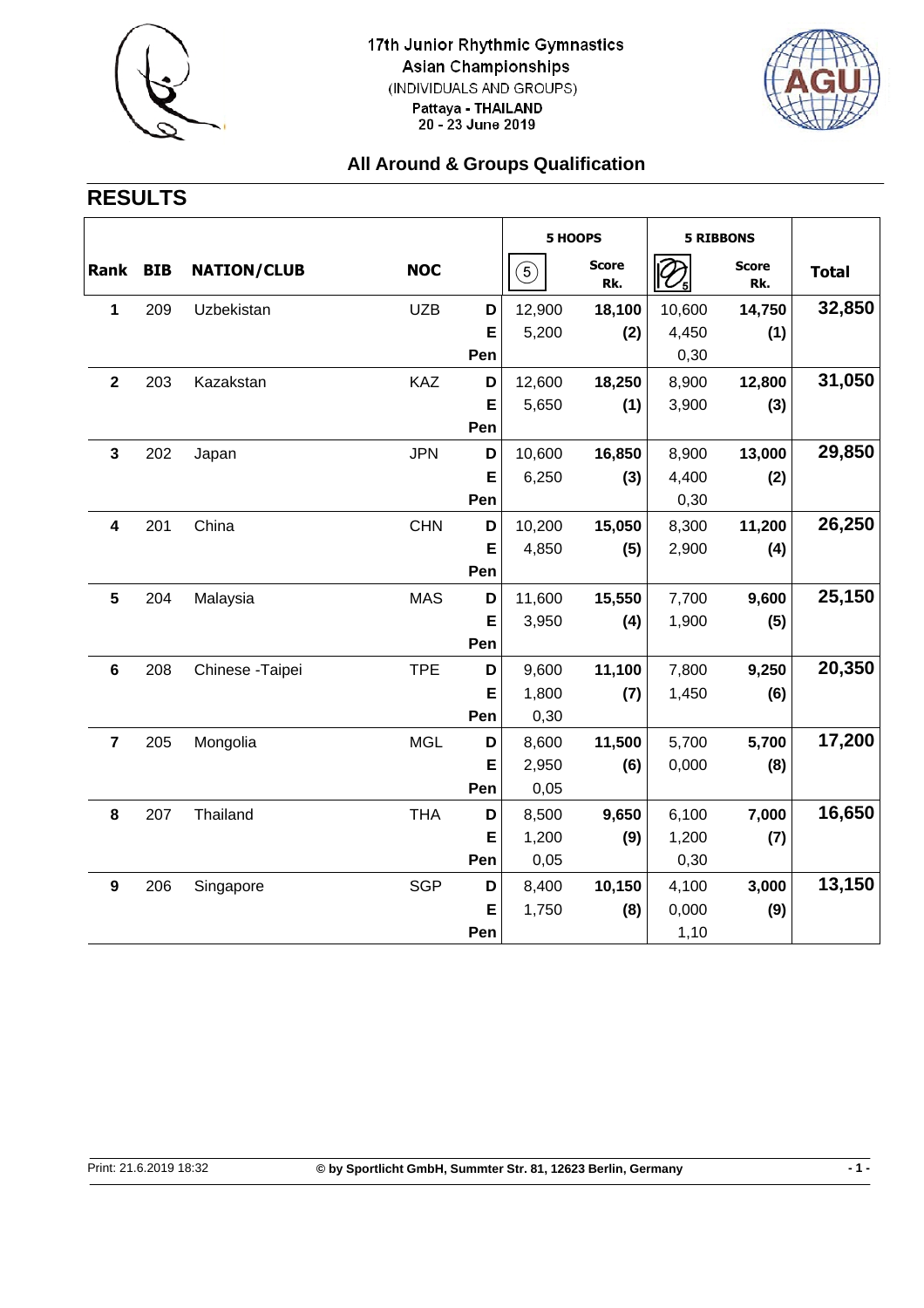17th Junior Rhythmic Gymnastics Asian Championships
(INDIVIDUALS AND GROUPS)
Pattaya - THAILAND
20 - 23 June 2019

## All Around & Groups Qualification

# RESULTS

| Rank | BIB | NATION/CLUB | NOC | | 5 HOOPS | | 5 RIBBONS | | Total |
|---|---|---|---|---|---|---|---|---|---|
| | | | | | | Score Rk. | | Score Rk. | |
| 1 | 209 | Uzbekistan | UZB | D | 12,900 | 18,100 | 10,600 | 14,750 | 32,850 |
| | | | | E | 5,200 | (2) | 4,450 | (1) | |
| | | | | Pen | | | 0,30 | | |
| 2 | 203 | Kazakstan | KAZ | D | 12,600 | 18,250 | 8,900 | 12,800 | 31,050 |
| | | | | E | 5,650 | (1) | 3,900 | (3) | |
| | | | | Pen | | | | | |
| 3 | 202 | Japan | JPN | D | 10,600 | 16,850 | 8,900 | 13,000 | 29,850 |
| | | | | E | 6,250 | (3) | 4,400 | (2) | |
| | | | | Pen | | | 0,30 | | |
| 4 | 201 | China | CHN | D | 10,200 | 15,050 | 8,300 | 11,200 | 26,250 |
| | | | | E | 4,850 | (5) | 2,900 | (4) | |
| | | | | Pen | | | | | |
| 5 | 204 | Malaysia | MAS | D | 11,600 | 15,550 | 7,700 | 9,600 | 25,150 |
| | | | | E | 3,950 | (4) | 1,900 | (5) | |
| | | | | Pen | | | | | |
| 6 | 208 | Chinese -Taipei | TPE | D | 9,600 | 11,100 | 7,800 | 9,250 | 20,350 |
| | | | | E | 1,800 | (7) | 1,450 | (6) | |
| | | | | Pen | 0,30 | | | | |
| 7 | 205 | Mongolia | MGL | D | 8,600 | 11,500 | 5,700 | 5,700 | 17,200 |
| | | | | E | 2,950 | (6) | 0,000 | (8) | |
| | | | | Pen | 0,05 | | | | |
| 8 | 207 | Thailand | THA | D | 8,500 | 9,650 | 6,100 | 7,000 | 16,650 |
| | | | | E | 1,200 | (9) | 1,200 | (7) | |
| | | | | Pen | 0,05 | | 0,30 | | |
| 9 | 206 | Singapore | SGP | D | 8,400 | 10,150 | 4,100 | 3,000 | 13,150 |
| | | | | E | 1,750 | (8) | 0,000 | (9) | |
| | | | | Pen | | | 1,10 | | |

Print: 21.6.2019 18:32 © by Sportlicht GmbH, Summter Str. 81, 12623 Berlin, Germany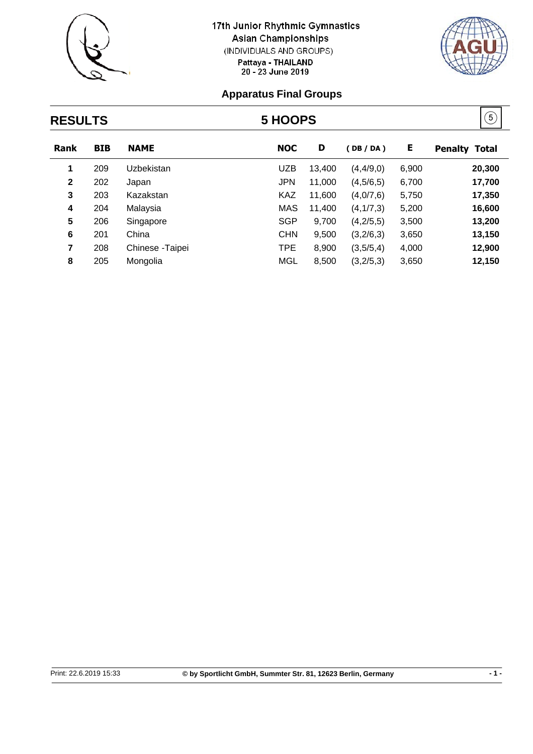17th Junior Rhythmic Gymnastics Asian Championships
(INDIVIDUALS AND GROUPS)
Pattaya - THAILAND
20 - 23 June 2019

## Apparatus Final Groups

## RESULTS — 5 HOOPS

5

| Rank | BIB | NAME | NOC | D | ( DB / DA ) | E | Penalty | Total |
|---|---|---|---|---|---|---|---|---|
| 1 | 209 | Uzbekistan | UZB | 13,400 | (4,4/9,0) | 6,900 | | 20,300 |
| 2 | 202 | Japan | JPN | 11,000 | (4,5/6,5) | 6,700 | | 17,700 |
| 3 | 203 | Kazakstan | KAZ | 11,600 | (4,0/7,6) | 5,750 | | 17,350 |
| 4 | 204 | Malaysia | MAS | 11,400 | (4,1/7,3) | 5,200 | | 16,600 |
| 5 | 206 | Singapore | SGP | 9,700 | (4,2/5,5) | 3,500 | | 13,200 |
| 6 | 201 | China | CHN | 9,500 | (3,2/6,3) | 3,650 | | 13,150 |
| 7 | 208 | Chinese -Taipei | TPE | 8,900 | (3,5/5,4) | 4,000 | | 12,900 |
| 8 | 205 | Mongolia | MGL | 8,500 | (3,2/5,3) | 3,650 | | 12,150 |

Print: 22.6.2019 15:33 — © by Sportlicht GmbH, Summter Str. 81, 12623 Berlin, Germany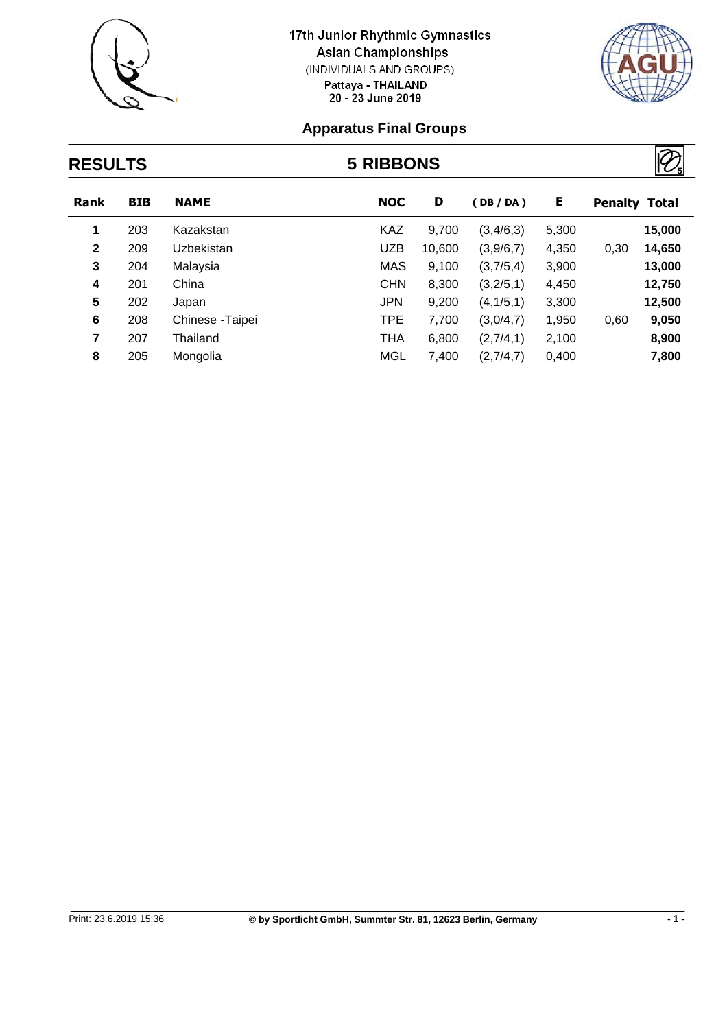17th Junior Rhythmic Gymnastics
Asian Championships
(INDIVIDUALS AND GROUPS)
Pattaya - THAILAND
20 - 23 June 2019

## Apparatus Final Groups

## RESULTS — 5 RIBBONS

| Rank | BIB | NAME | NOC | D | ( DB / DA ) | E | Penalty | Total |
|---|---|---|---|---|---|---|---|---|
| 1 | 203 | Kazakstan | KAZ | 9,700 | (3,4/6,3) | 5,300 | | **15,000** |
| 2 | 209 | Uzbekistan | UZB | 10,600 | (3,9/6,7) | 4,350 | 0,30 | **14,650** |
| 3 | 204 | Malaysia | MAS | 9,100 | (3,7/5,4) | 3,900 | | **13,000** |
| 4 | 201 | China | CHN | 8,300 | (3,2/5,1) | 4,450 | | **12,750** |
| 5 | 202 | Japan | JPN | 9,200 | (4,1/5,1) | 3,300 | | **12,500** |
| 6 | 208 | Chinese -Taipei | TPE | 7,700 | (3,0/4,7) | 1,950 | 0,60 | **9,050** |
| 7 | 207 | Thailand | THA | 6,800 | (2,7/4,1) | 2,100 | | **8,900** |
| 8 | 205 | Mongolia | MGL | 7,400 | (2,7/4,7) | 0,400 | | **7,800** |

Print: 23.6.2019 15:36 **© by Sportlicht GmbH, Summter Str. 81, 12623 Berlin, Germany**